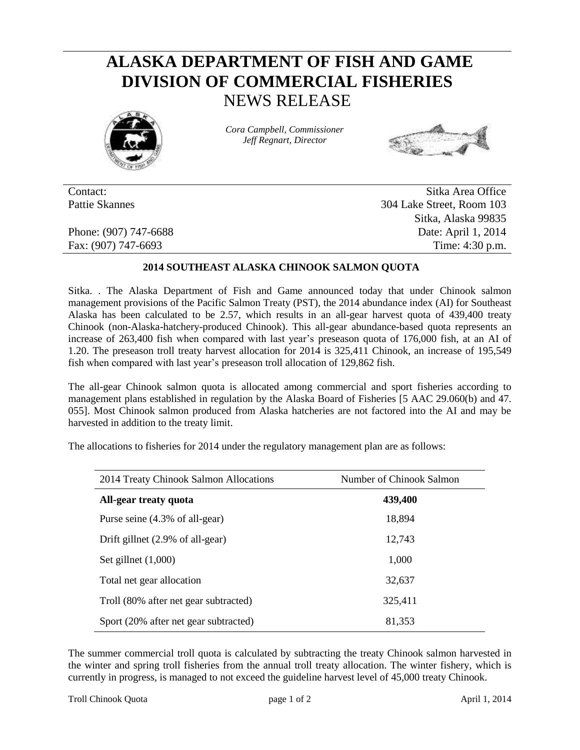# ALASKA DEPARTMENT OF FISH AND GAME
# DIVISION OF COMMERCIAL FISHERIES
## NEWS RELEASE

*Cora Campbell, Commissioner*
*Jeff Regnart, Director*

Contact:
Pattie Skannes

Phone: (907) 747-6688
Fax: (907) 747-6693

Sitka Area Office
304 Lake Street, Room 103
Sitka, Alaska 99835
Date: April 1, 2014
Time: 4:30 p.m.

### 2014 SOUTHEAST ALASKA CHINOOK SALMON QUOTA

Sitka. . The Alaska Department of Fish and Game announced today that under Chinook salmon management provisions of the Pacific Salmon Treaty (PST), the 2014 abundance index (AI) for Southeast Alaska has been calculated to be 2.57, which results in an all-gear harvest quota of 439,400 treaty Chinook (non-Alaska-hatchery-produced Chinook). This all-gear abundance-based quota represents an increase of 263,400 fish when compared with last year's preseason quota of 176,000 fish, at an AI of 1.20. The preseason troll treaty harvest allocation for 2014 is 325,411 Chinook, an increase of 195,549 fish when compared with last year's preseason troll allocation of 129,862 fish.

The all-gear Chinook salmon quota is allocated among commercial and sport fisheries according to management plans established in regulation by the Alaska Board of Fisheries [5 AAC 29.060(b) and 47. 055]. Most Chinook salmon produced from Alaska hatcheries are not factored into the AI and may be harvested in addition to the treaty limit.

The allocations to fisheries for 2014 under the regulatory management plan are as follows:

| 2014 Treaty Chinook Salmon Allocations | Number of Chinook Salmon |
|---|---|
| **All-gear treaty quota** | **439,400** |
| Purse seine (4.3% of all-gear) | 18,894 |
| Drift gillnet (2.9% of all-gear) | 12,743 |
| Set gillnet (1,000) | 1,000 |
| Total net gear allocation | 32,637 |
| Troll (80% after net gear subtracted) | 325,411 |
| Sport (20% after net gear subtracted) | 81,353 |

The summer commercial troll quota is calculated by subtracting the treaty Chinook salmon harvested in the winter and spring troll fisheries from the annual troll treaty allocation. The winter fishery, which is currently in progress, is managed to not exceed the guideline harvest level of 45,000 treaty Chinook.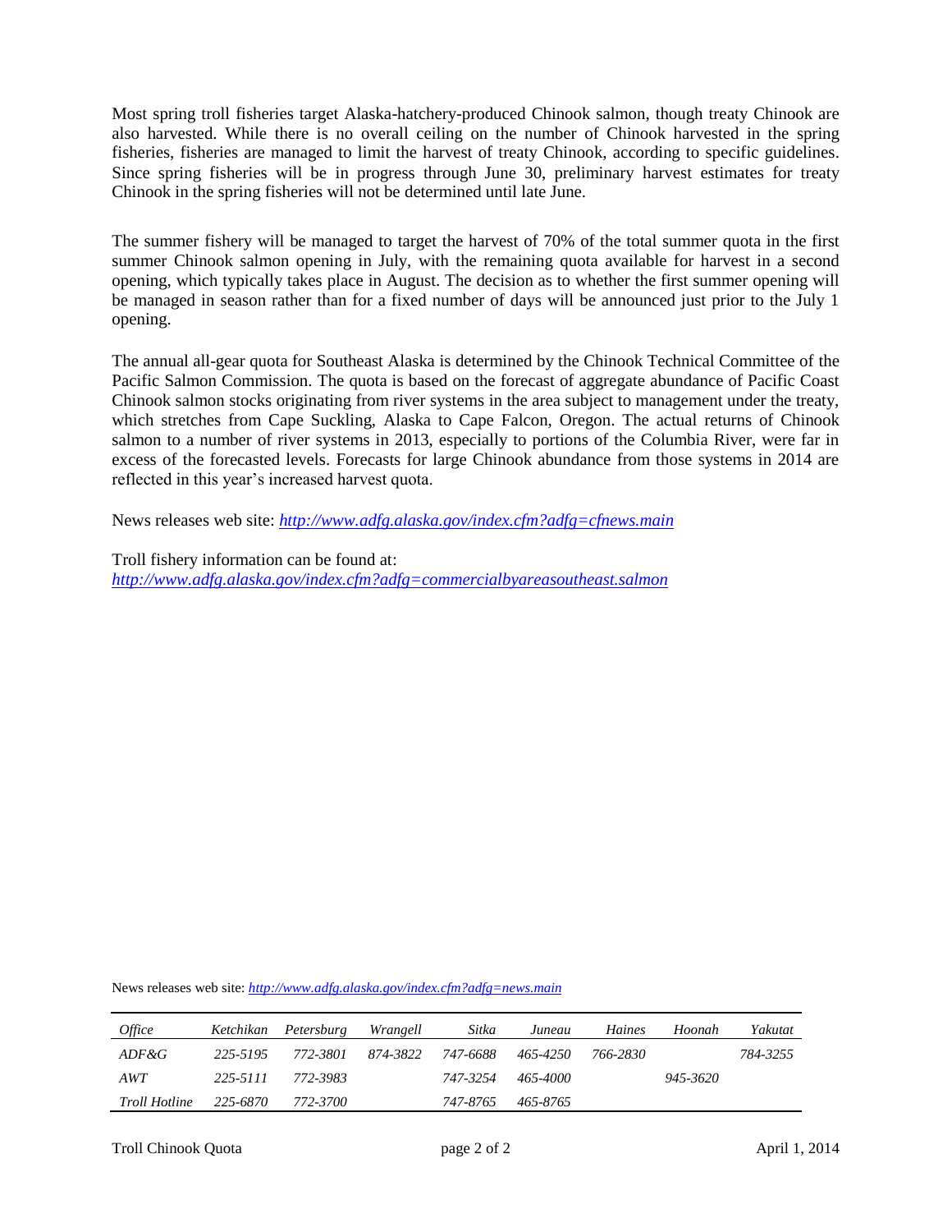Most spring troll fisheries target Alaska-hatchery-produced Chinook salmon, though treaty Chinook are also harvested. While there is no overall ceiling on the number of Chinook harvested in the spring fisheries, fisheries are managed to limit the harvest of treaty Chinook, according to specific guidelines. Since spring fisheries will be in progress through June 30, preliminary harvest estimates for treaty Chinook in the spring fisheries will not be determined until late June.

The summer fishery will be managed to target the harvest of 70% of the total summer quota in the first summer Chinook salmon opening in July, with the remaining quota available for harvest in a second opening, which typically takes place in August. The decision as to whether the first summer opening will be managed in season rather than for a fixed number of days will be announced just prior to the July 1 opening.

The annual all-gear quota for Southeast Alaska is determined by the Chinook Technical Committee of the Pacific Salmon Commission. The quota is based on the forecast of aggregate abundance of Pacific Coast Chinook salmon stocks originating from river systems in the area subject to management under the treaty, which stretches from Cape Suckling, Alaska to Cape Falcon, Oregon. The actual returns of Chinook salmon to a number of river systems in 2013, especially to portions of the Columbia River, were far in excess of the forecasted levels. Forecasts for large Chinook abundance from those systems in 2014 are reflected in this year's increased harvest quota.

News releases web site: *http://www.adfg.alaska.gov/index.cfm?adfg=cfnews.main*

Troll fishery information can be found at:
*http://www.adfg.alaska.gov/index.cfm?adfg=commercialbyareasoutheast.salmon*

News releases web site: *http://www.adfg.alaska.gov/index.cfm?adfg=news.main*

| *Office* | *Ketchikan* | *Petersburg* | *Wrangell* | *Sitka* | *Juneau* | *Haines* | *Hoonah* | *Yakutat* |
|---|---|---|---|---|---|---|---|---|
| *ADF&G* | *225-5195* | *772-3801* | *874-3822* | *747-6688* | *465-4250* | *766-2830* | | *784-3255* |
| *AWT* | *225-5111* | *772-3983* | | *747-3254* | *465-4000* | | *945-3620* | |
| *Troll Hotline* | *225-6870* | *772-3700* | | *747-8765* | *465-8765* | | | |